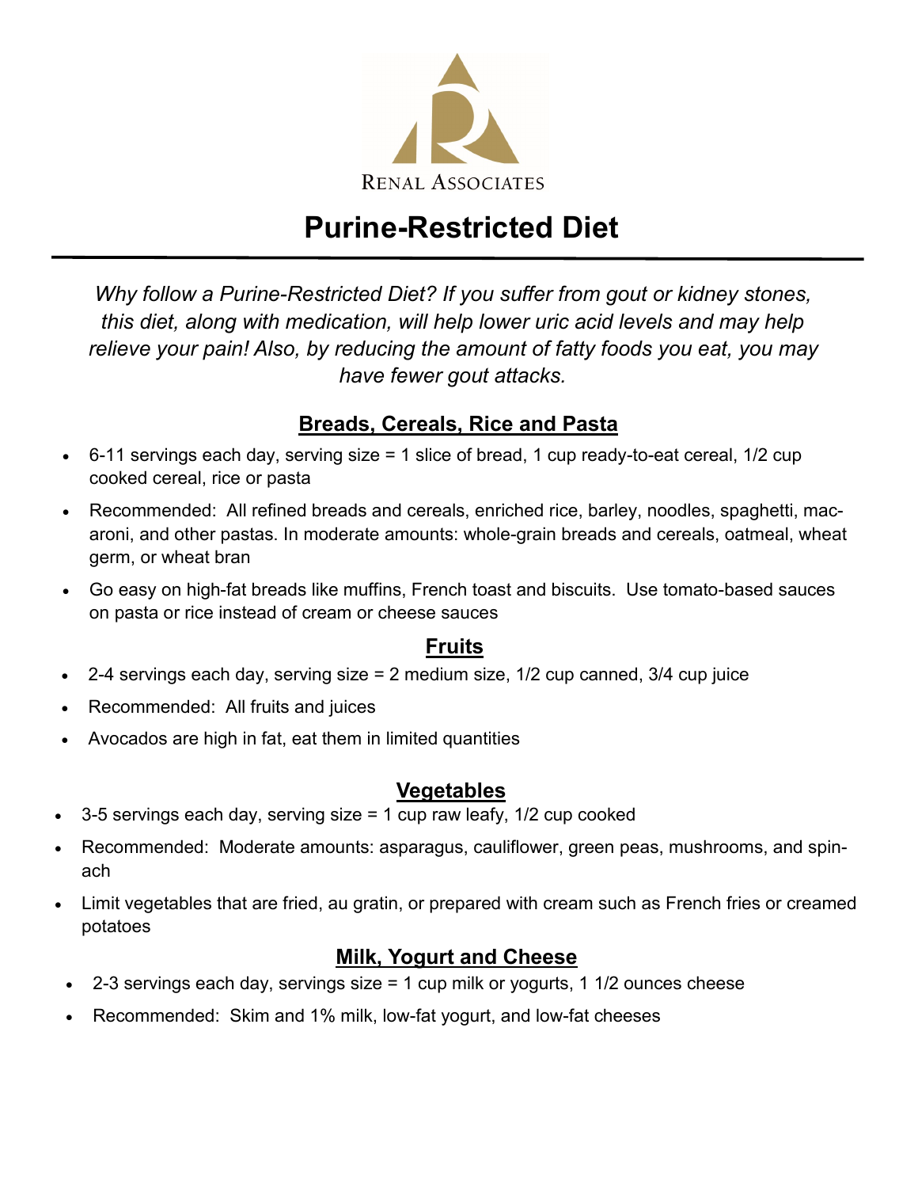RENAL ASSOCIATES

# Purine-Restricted Diet

*Why follow a Purine-Restricted Diet? If you suffer from gout or kidney stones, this diet, along with medication, will help lower uric acid levels and may help relieve your pain! Also, by reducing the amount of fatty foods you eat, you may have fewer gout attacks.*

## Breads, Cereals, Rice and Pasta

- 6-11 servings each day, serving size = 1 slice of bread, 1 cup ready-to-eat cereal, 1/2 cup cooked cereal, rice or pasta
- Recommended: All refined breads and cereals, enriched rice, barley, noodles, spaghetti, macaroni, and other pastas. In moderate amounts: whole-grain breads and cereals, oatmeal, wheat germ, or wheat bran
- Go easy on high-fat breads like muffins, French toast and biscuits. Use tomato-based sauces on pasta or rice instead of cream or cheese sauces

## Fruits

- 2-4 servings each day, serving size = 2 medium size, 1/2 cup canned, 3/4 cup juice
- Recommended: All fruits and juices
- Avocados are high in fat, eat them in limited quantities

## Vegetables

- 3-5 servings each day, serving size = 1 cup raw leafy, 1/2 cup cooked
- Recommended: Moderate amounts: asparagus, cauliflower, green peas, mushrooms, and spinach
- Limit vegetables that are fried, au gratin, or prepared with cream such as French fries or creamed potatoes

## Milk, Yogurt and Cheese

- 2-3 servings each day, servings size = 1 cup milk or yogurts, 1 1/2 ounces cheese
- Recommended: Skim and 1% milk, low-fat yogurt, and low-fat cheeses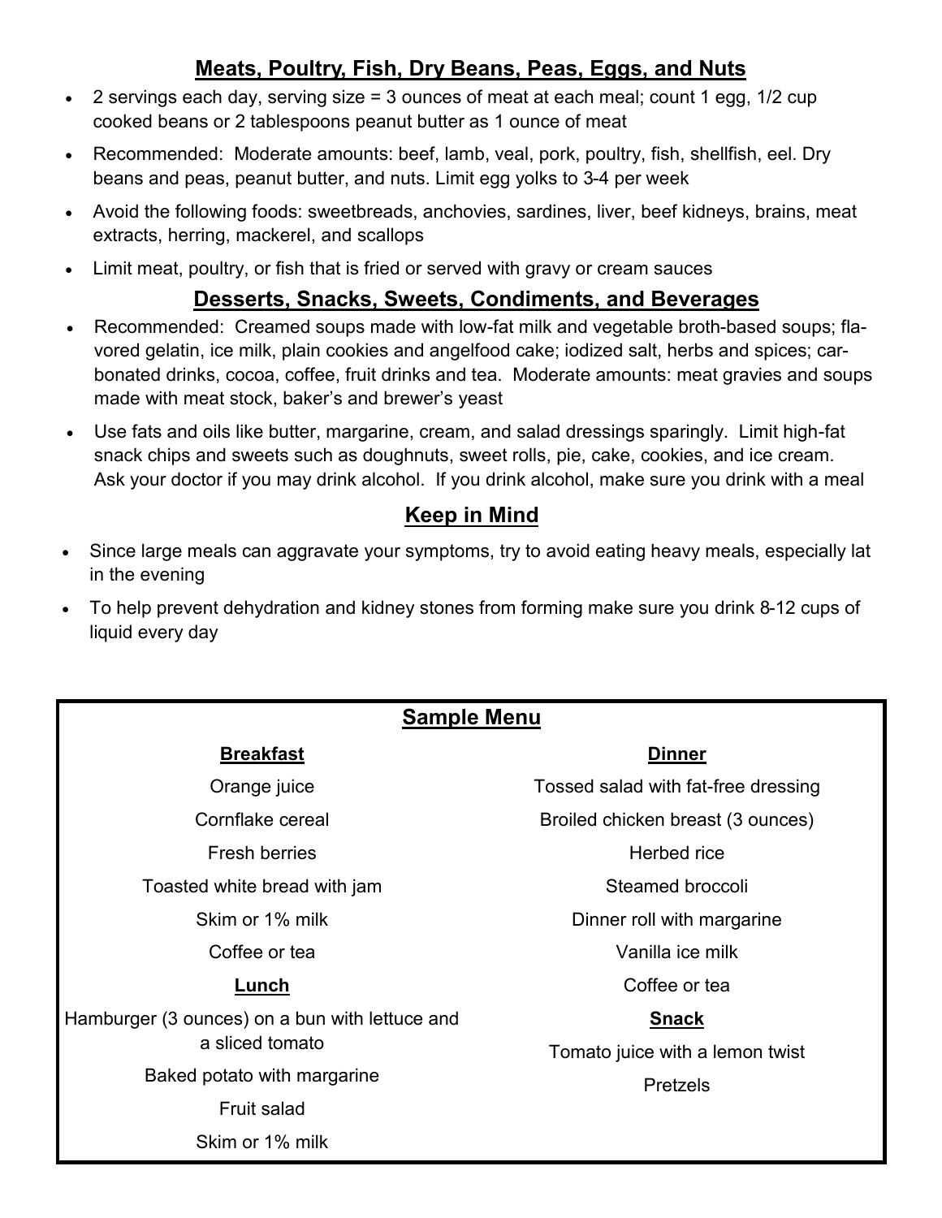## Meats, Poultry, Fish, Dry Beans, Peas, Eggs, and Nuts

- 2 servings each day, serving size = 3 ounces of meat at each meal; count 1 egg, 1/2 cup cooked beans or 2 tablespoons peanut butter as 1 ounce of meat
- Recommended: Moderate amounts: beef, lamb, veal, pork, poultry, fish, shellfish, eel. Dry beans and peas, peanut butter, and nuts. Limit egg yolks to 3-4 per week
- Avoid the following foods: sweetbreads, anchovies, sardines, liver, beef kidneys, brains, meat extracts, herring, mackerel, and scallops
- Limit meat, poultry, or fish that is fried or served with gravy or cream sauces

## Desserts, Snacks, Sweets, Condiments, and Beverages

- Recommended: Creamed soups made with low-fat milk and vegetable broth-based soups; flavored gelatin, ice milk, plain cookies and angelfood cake; iodized salt, herbs and spices; carbonated drinks, cocoa, coffee, fruit drinks and tea. Moderate amounts: meat gravies and soups made with meat stock, baker's and brewer's yeast
- Use fats and oils like butter, margarine, cream, and salad dressings sparingly. Limit high-fat snack chips and sweets such as doughnuts, sweet rolls, pie, cake, cookies, and ice cream. Ask your doctor if you may drink alcohol. If you drink alcohol, make sure you drink with a meal

## Keep in Mind

- Since large meals can aggravate your symptoms, try to avoid eating heavy meals, especially lat in the evening
- To help prevent dehydration and kidney stones from forming make sure you drink 8-12 cups of liquid every day

## Sample Menu

### Breakfast

Orange juice

Cornflake cereal

Fresh berries

Toasted white bread with jam

Skim or 1% milk

Coffee or tea

### Lunch

Hamburger (3 ounces) on a bun with lettuce and a sliced tomato

Baked potato with margarine

Fruit salad

Skim or 1% milk

### Dinner

Tossed salad with fat-free dressing

Broiled chicken breast (3 ounces)

Herbed rice

Steamed broccoli

Dinner roll with margarine

Vanilla ice milk

Coffee or tea

### Snack

Tomato juice with a lemon twist

Pretzels